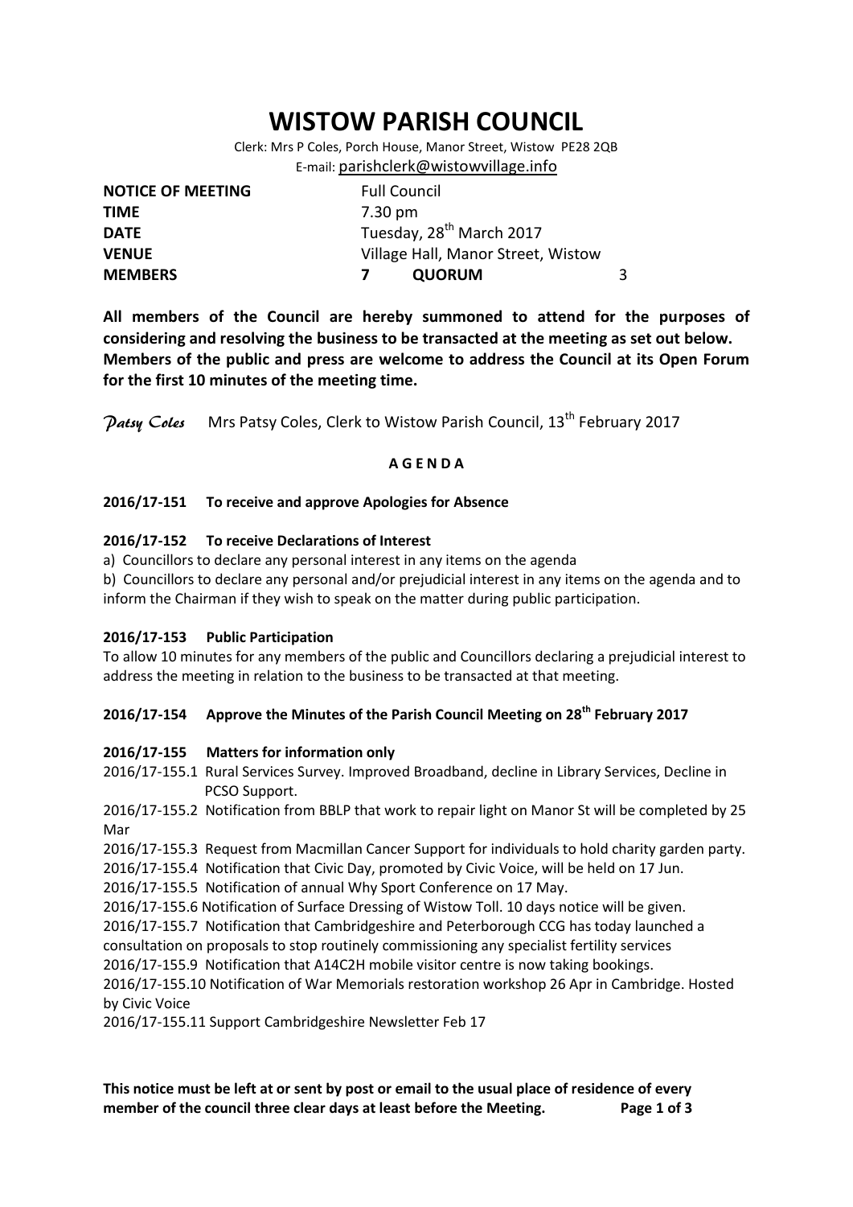# WISTOW PARISH COUNCIL

Clerk: Mrs P Coles, Porch House, Manor Street, Wistow PE28 2QB
E-mail: parishclerk@wistowvillage.info

| | | | |
|---|---|---|---|
| **NOTICE OF MEETING** | Full Council | | |
| **TIME** | 7.30 pm | | |
| **DATE** | Tuesday, 28th March 2017 | | |
| **VENUE** | Village Hall, Manor Street, Wistow | | |
| **MEMBERS** | **7** | **QUORUM** | 3 |

**All members of the Council are hereby summoned to attend for the purposes of considering and resolving the business to be transacted at the meeting as set out below. Members of the public and press are welcome to address the Council at its Open Forum for the first 10 minutes of the meeting time.**

*Patsy Coles* Mrs Patsy Coles, Clerk to Wistow Parish Council, 13th February 2017

## A G E N D A

### 2016/17-151 To receive and approve Apologies for Absence

### 2016/17-152 To receive Declarations of Interest

a) Councillors to declare any personal interest in any items on the agenda

b) Councillors to declare any personal and/or prejudicial interest in any items on the agenda and to inform the Chairman if they wish to speak on the matter during public participation.

### 2016/17-153 Public Participation

To allow 10 minutes for any members of the public and Councillors declaring a prejudicial interest to address the meeting in relation to the business to be transacted at that meeting.

### 2016/17-154 Approve the Minutes of the Parish Council Meeting on 28th February 2017

### 2016/17-155 Matters for information only

2016/17-155.1 Rural Services Survey. Improved Broadband, decline in Library Services, Decline in PCSO Support.

2016/17-155.2 Notification from BBLP that work to repair light on Manor St will be completed by 25 Mar

2016/17-155.3 Request from Macmillan Cancer Support for individuals to hold charity garden party.

2016/17-155.4 Notification that Civic Day, promoted by Civic Voice, will be held on 17 Jun.

2016/17-155.5 Notification of annual Why Sport Conference on 17 May.

2016/17-155.6 Notification of Surface Dressing of Wistow Toll. 10 days notice will be given.

2016/17-155.7 Notification that Cambridgeshire and Peterborough CCG has today launched a consultation on proposals to stop routinely commissioning any specialist fertility services

2016/17-155.9 Notification that A14C2H mobile visitor centre is now taking bookings.

2016/17-155.10 Notification of War Memorials restoration workshop 26 Apr in Cambridge. Hosted by Civic Voice

2016/17-155.11 Support Cambridgeshire Newsletter Feb 17

**This notice must be left at or sent by post or email to the usual place of residence of every member of the council three clear days at least before the Meeting.**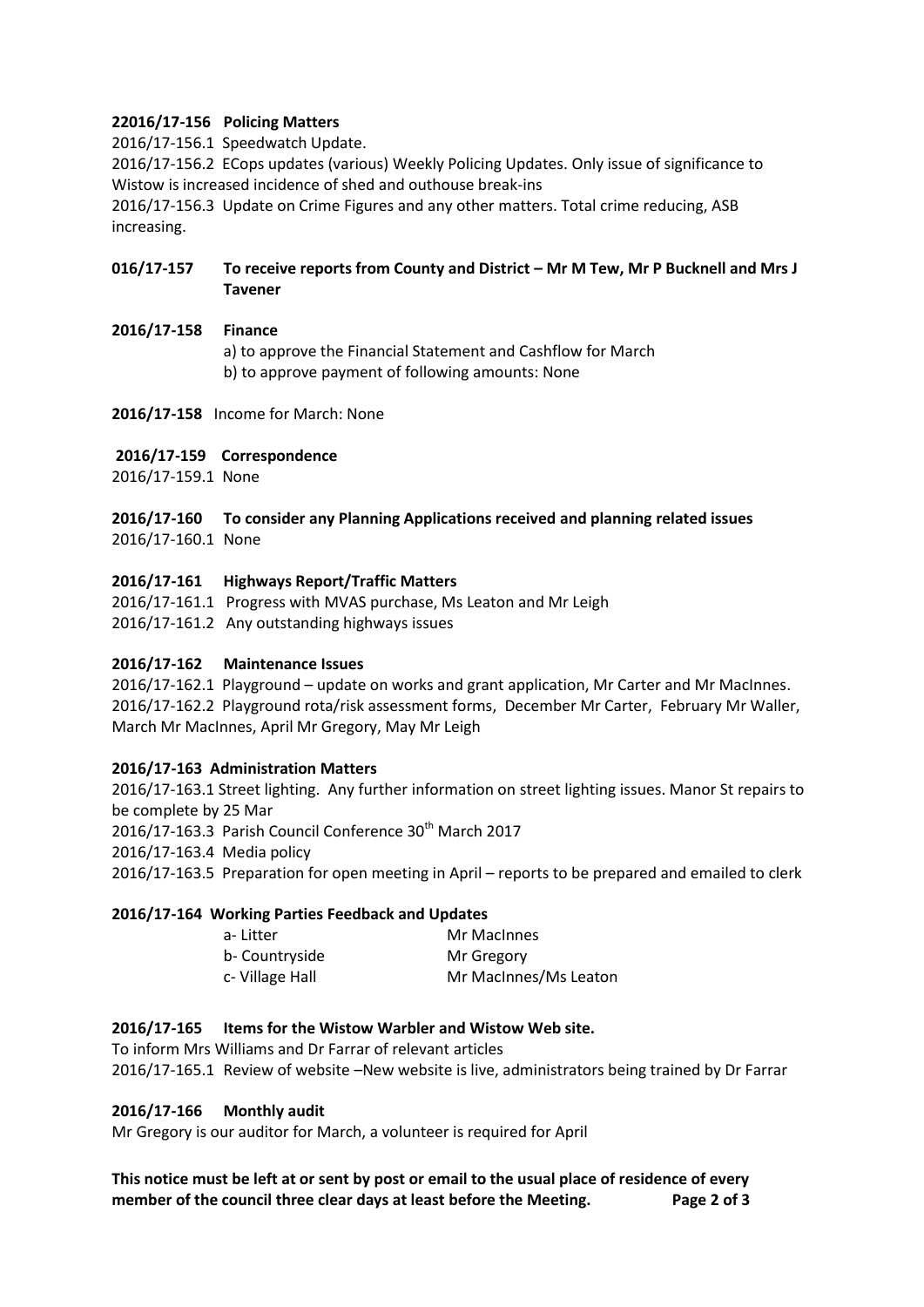**22016/17-156 Policing Matters**

2016/17-156.1 Speedwatch Update.

2016/17-156.2 ECops updates (various) Weekly Policing Updates. Only issue of significance to Wistow is increased incidence of shed and outhouse break-ins

2016/17-156.3 Update on Crime Figures and any other matters. Total crime reducing, ASB increasing.

**016/17-157 To receive reports from County and District – Mr M Tew, Mr P Bucknell and Mrs J Tavener**

**2016/17-158 Finance**

a) to approve the Financial Statement and Cashflow for March

b) to approve payment of following amounts: None

**2016/17-158** Income for March: None

**2016/17-159 Correspondence**

2016/17-159.1 None

**2016/17-160 To consider any Planning Applications received and planning related issues**

2016/17-160.1 None

**2016/17-161 Highways Report/Traffic Matters**

2016/17-161.1 Progress with MVAS purchase, Ms Leaton and Mr Leigh

2016/17-161.2 Any outstanding highways issues

**2016/17-162 Maintenance Issues**

2016/17-162.1 Playground – update on works and grant application, Mr Carter and Mr MacInnes.

2016/17-162.2 Playground rota/risk assessment forms, December Mr Carter, February Mr Waller, March Mr MacInnes, April Mr Gregory, May Mr Leigh

**2016/17-163 Administration Matters**

2016/17-163.1 Street lighting. Any further information on street lighting issues. Manor St repairs to be complete by 25 Mar

2016/17-163.3 Parish Council Conference 30th March 2017

2016/17-163.4 Media policy

2016/17-163.5 Preparation for open meeting in April – reports to be prepared and emailed to clerk

**2016/17-164 Working Parties Feedback and Updates**

| | |
|---|---|
| a- Litter | Mr MacInnes |
| b- Countryside | Mr Gregory |
| c- Village Hall | Mr MacInnes/Ms Leaton |

**2016/17-165 Items for the Wistow Warbler and Wistow Web site.**

To inform Mrs Williams and Dr Farrar of relevant articles

2016/17-165.1 Review of website –New website is live, administrators being trained by Dr Farrar

**2016/17-166 Monthly audit**

Mr Gregory is our auditor for March, a volunteer is required for April

**This notice must be left at or sent by post or email to the usual place of residence of every member of the council three clear days at least before the Meeting.**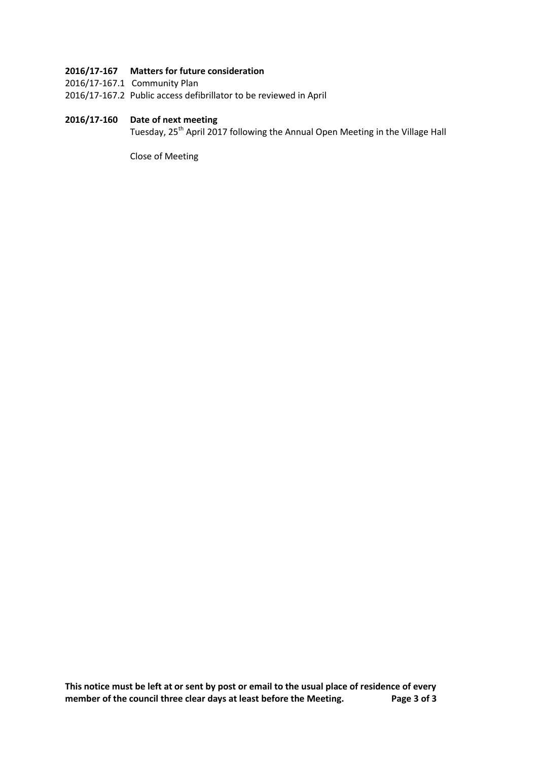**2016/17-167 Matters for future consideration**

2016/17-167.1 Community Plan

2016/17-167.2 Public access defibrillator to be reviewed in April

**2016/17-160 Date of next meeting**

Tuesday, 25th April 2017 following the Annual Open Meeting in the Village Hall

Close of Meeting

**This notice must be left at or sent by post or email to the usual place of residence of every member of the council three clear days at least before the Meeting.**